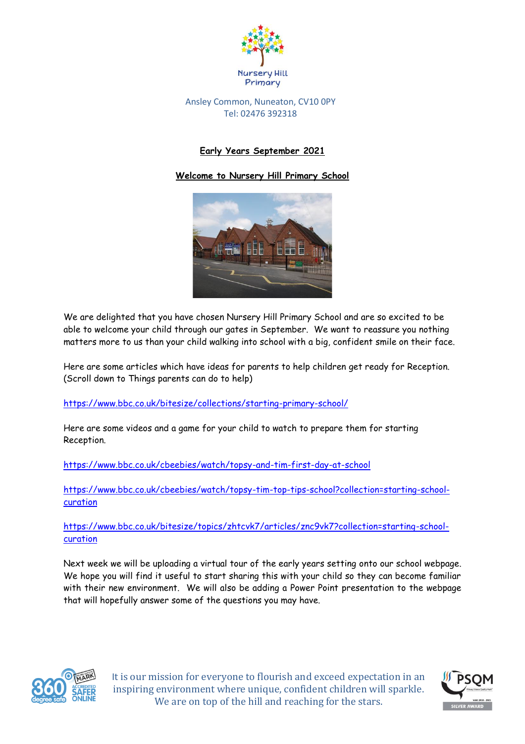Nursery Hill Primary

Ansley Common, Nuneaton, CV10 0PY
Tel: 02476 392318

## Early Years September 2021

## Welcome to Nursery Hill Primary School

We are delighted that you have chosen Nursery Hill Primary School and are so excited to be able to welcome your child through our gates in September. We want to reassure you nothing matters more to us than your child walking into school with a big, confident smile on their face.

Here are some articles which have ideas for parents to help children get ready for Reception. (Scroll down to Things parents can do to help)

https://www.bbc.co.uk/bitesize/collections/starting-primary-school/

Here are some videos and a game for your child to watch to prepare them for starting Reception.

https://www.bbc.co.uk/cbeebies/watch/topsy-and-tim-first-day-at-school

https://www.bbc.co.uk/cbeebies/watch/topsy-tim-top-tips-school?collection=starting-school-curation

https://www.bbc.co.uk/bitesize/topics/zhtcvk7/articles/znc9vk7?collection=starting-school-curation

Next week we will be uploading a virtual tour of the early years setting onto our school webpage. We hope you will find it useful to start sharing this with your child so they can become familiar with their new environment. We will also be adding a Power Point presentation to the webpage that will hopefully answer some of the questions you may have.

It is our mission for everyone to flourish and exceed expectation in an inspiring environment where unique, confident children will sparkle. We are on top of the hill and reaching for the stars.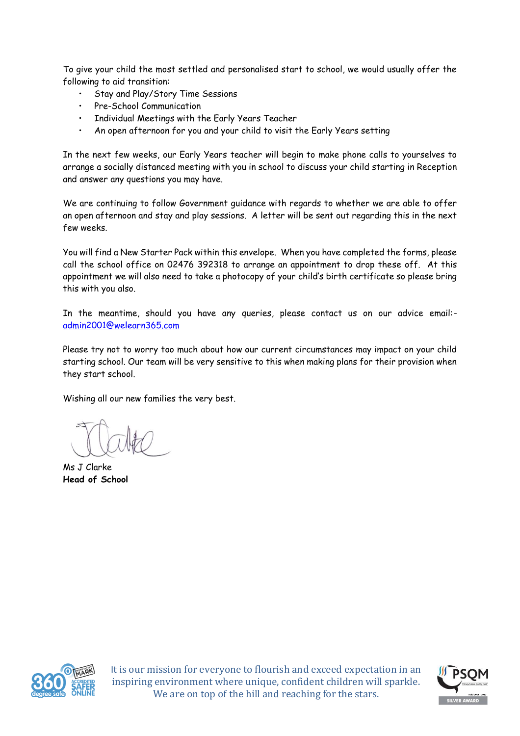To give your child the most settled and personalised start to school, we would usually offer the following to aid transition:

- Stay and Play/Story Time Sessions
- Pre-School Communication
- Individual Meetings with the Early Years Teacher
- An open afternoon for you and your child to visit the Early Years setting

In the next few weeks, our Early Years teacher will begin to make phone calls to yourselves to arrange a socially distanced meeting with you in school to discuss your child starting in Reception and answer any questions you may have.

We are continuing to follow Government guidance with regards to whether we are able to offer an open afternoon and stay and play sessions. A letter will be sent out regarding this in the next few weeks.

You will find a New Starter Pack within this envelope. When you have completed the forms, please call the school office on 02476 392318 to arrange an appointment to drop these off. At this appointment we will also need to take a photocopy of your child's birth certificate so please bring this with you also.

In the meantime, should you have any queries, please contact us on our advice email:- admin2001@welearn365.com

Please try not to worry too much about how our current circumstances may impact on your child starting school. Our team will be very sensitive to this when making plans for their provision when they start school.

Wishing all our new families the very best.

Ms J Clarke
**Head of School**

It is our mission for everyone to flourish and exceed expectation in an inspiring environment where unique, confident children will sparkle. We are on top of the hill and reaching for the stars.